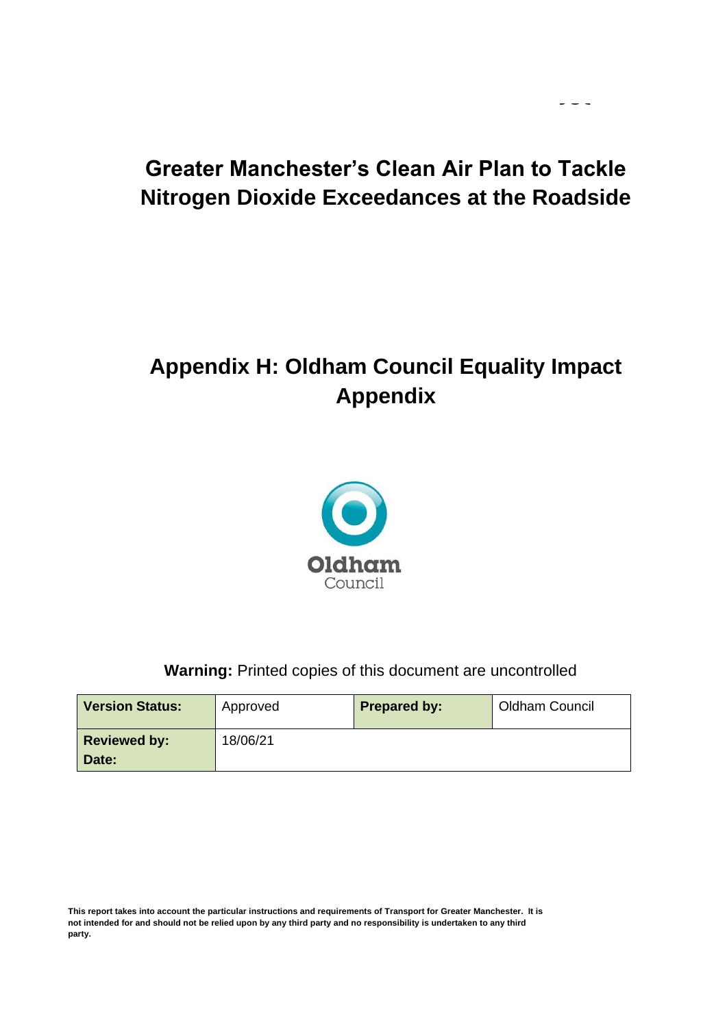# Greater Manchester's Clean Air Plan to Tackle Nitrogen Dioxide Exceedances at the Roadside

# Appendix H: Oldham Council Equality Impact Appendix

Oldham Council

**Warning:** Printed copies of this document are uncontrolled

| **Version Status:** | Approved | **Prepared by:** | Oldham Council |
|---|---|---|---|
| **Reviewed by: Date:** | 18/06/21 | | |

**This report takes into account the particular instructions and requirements of Transport for Greater Manchester. It is not intended for and should not be relied upon by any third party and no responsibility is undertaken to any third party.**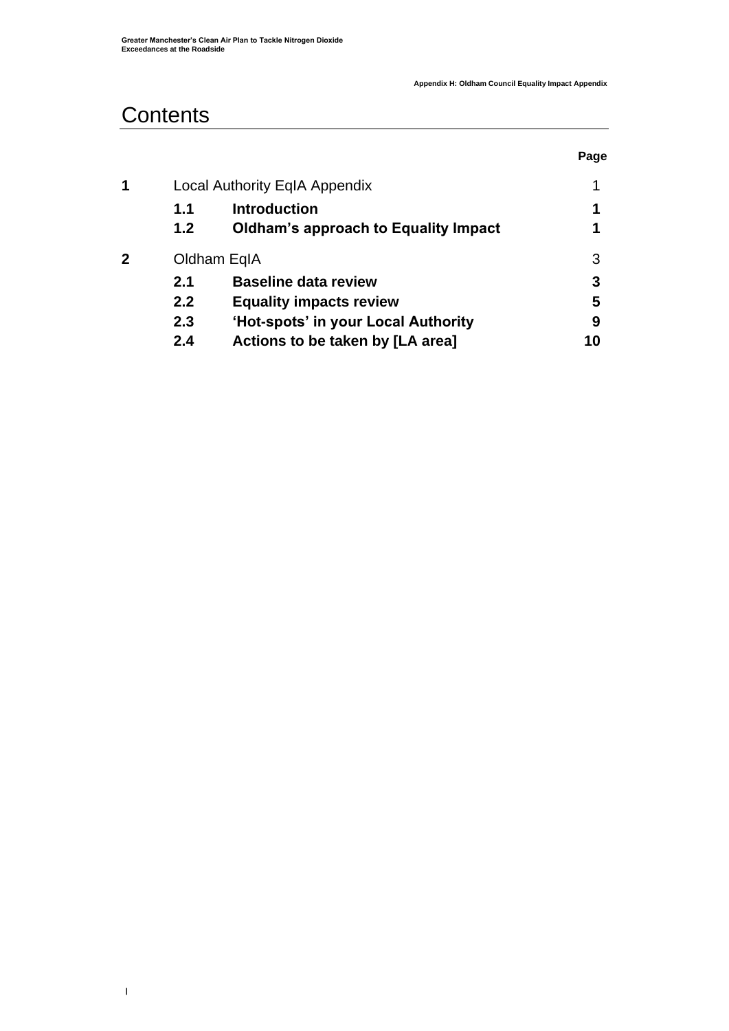# Contents

| | | | Page |
|---|---|---|---|
| **1** | Local Authority EqIA Appendix | | 1 |
| | **1.1** | **Introduction** | **1** |
| | **1.2** | **Oldham's approach to Equality Impact** | **1** |
| **2** | Oldham EqIA | | 3 |
| | **2.1** | **Baseline data review** | **3** |
| | **2.2** | **Equality impacts review** | **5** |
| | **2.3** | **'Hot-spots' in your Local Authority** | **9** |
| | **2.4** | **Actions to be taken by [LA area]** | **10** |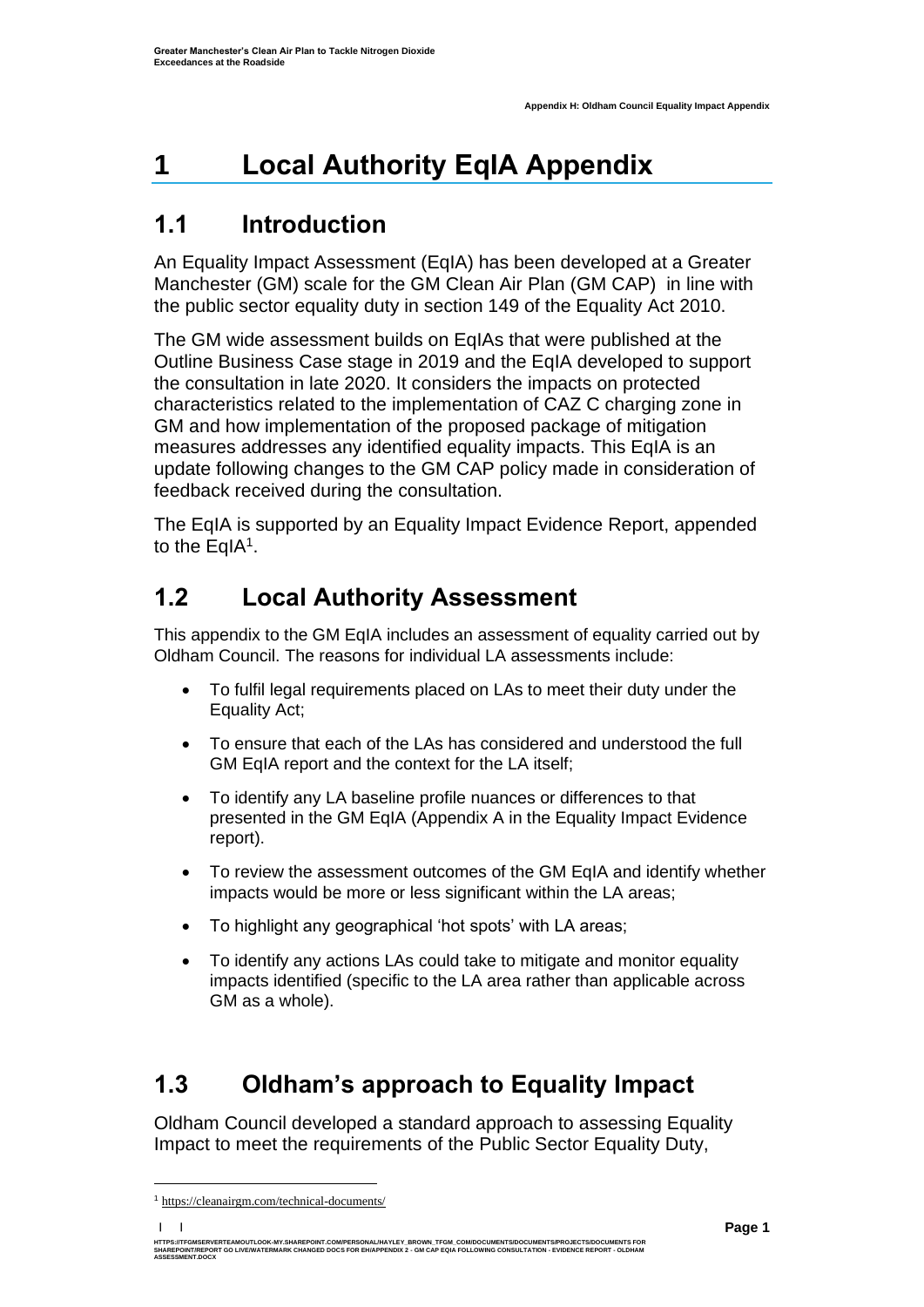# 1 Local Authority EqIA Appendix

## 1.1 Introduction

An Equality Impact Assessment (EqIA) has been developed at a Greater Manchester (GM) scale for the GM Clean Air Plan (GM CAP) in line with the public sector equality duty in section 149 of the Equality Act 2010.

The GM wide assessment builds on EqIAs that were published at the Outline Business Case stage in 2019 and the EqIA developed to support the consultation in late 2020. It considers the impacts on protected characteristics related to the implementation of CAZ C charging zone in GM and how implementation of the proposed package of mitigation measures addresses any identified equality impacts. This EqIA is an update following changes to the GM CAP policy made in consideration of feedback received during the consultation.

The EqIA is supported by an Equality Impact Evidence Report, appended to the EqIA[1].

## 1.2 Local Authority Assessment

This appendix to the GM EqIA includes an assessment of equality carried out by Oldham Council. The reasons for individual LA assessments include:

- To fulfil legal requirements placed on LAs to meet their duty under the Equality Act;
- To ensure that each of the LAs has considered and understood the full GM EqIA report and the context for the LA itself;
- To identify any LA baseline profile nuances or differences to that presented in the GM EqIA (Appendix A in the Equality Impact Evidence report).
- To review the assessment outcomes of the GM EqIA and identify whether impacts would be more or less significant within the LA areas;
- To highlight any geographical 'hot spots' with LA areas;
- To identify any actions LAs could take to mitigate and monitor equality impacts identified (specific to the LA area rather than applicable across GM as a whole).

## 1.3 Oldham's approach to Equality Impact

Oldham Council developed a standard approach to assessing Equality Impact to meet the requirements of the Public Sector Equality Duty,

[1] https://cleanairgm.com/technical-documents/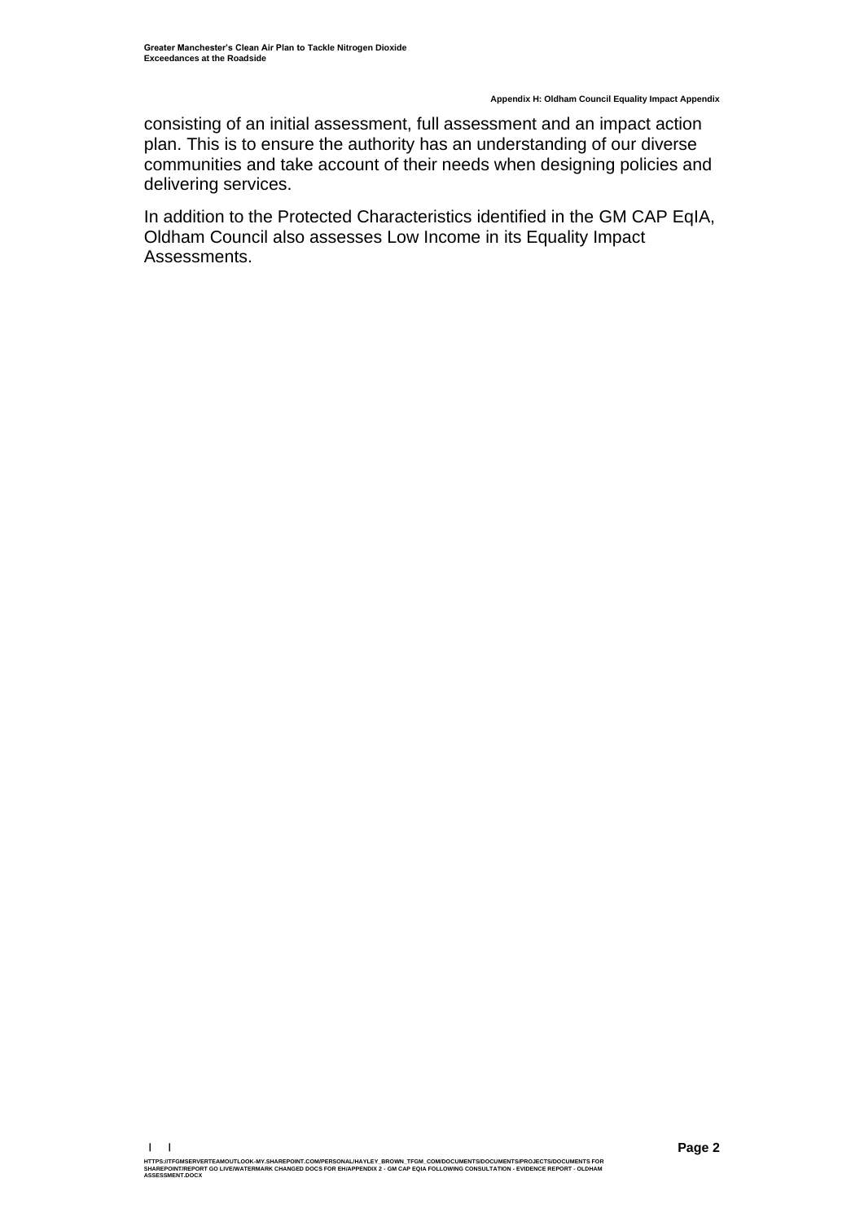consisting of an initial assessment, full assessment and an impact action plan. This is to ensure the authority has an understanding of our diverse communities and take account of their needs when designing policies and delivering services.

In addition to the Protected Characteristics identified in the GM CAP EqIA, Oldham Council also assesses Low Income in its Equality Impact Assessments.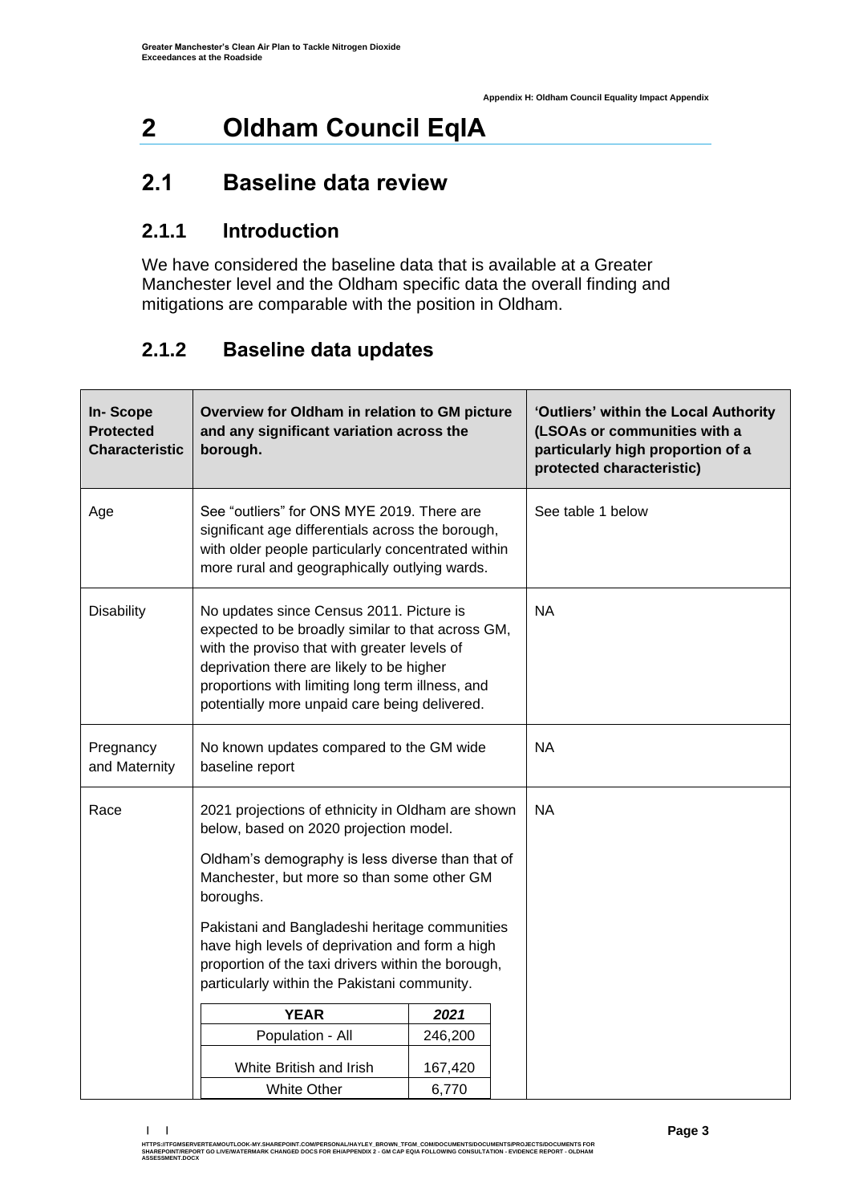# 2 Oldham Council EqIA

## 2.1 Baseline data review

### 2.1.1 Introduction

We have considered the baseline data that is available at a Greater Manchester level and the Oldham specific data the overall finding and mitigations are comparable with the position in Oldham.

### 2.1.2 Baseline data updates

| In- Scope Protected Characteristic | Overview for Oldham in relation to GM picture and any significant variation across the borough. | 'Outliers' within the Local Authority (LSOAs or communities with a particularly high proportion of a protected characteristic) |
|---|---|---|
| Age | See "outliers" for ONS MYE 2019. There are significant age differentials across the borough, with older people particularly concentrated within more rural and geographically outlying wards. | See table 1 below |
| Disability | No updates since Census 2011. Picture is expected to be broadly similar to that across GM, with the proviso that with greater levels of deprivation there are likely to be higher proportions with limiting long term illness, and potentially more unpaid care being delivered. | NA |
| Pregnancy and Maternity | No known updates compared to the GM wide baseline report | NA |
| Race | 2021 projections of ethnicity in Oldham are shown below, based on 2020 projection model.<br><br>Oldham's demography is less diverse than that of Manchester, but more so than some other GM boroughs.<br><br>Pakistani and Bangladeshi heritage communities have high levels of deprivation and form a high proportion of the taxi drivers within the borough, particularly within the Pakistani community.<br><br>**YEAR** / ***2021***<br>Population - All: 246,200<br>White British and Irish: 167,420<br>White Other: 6,770 | NA |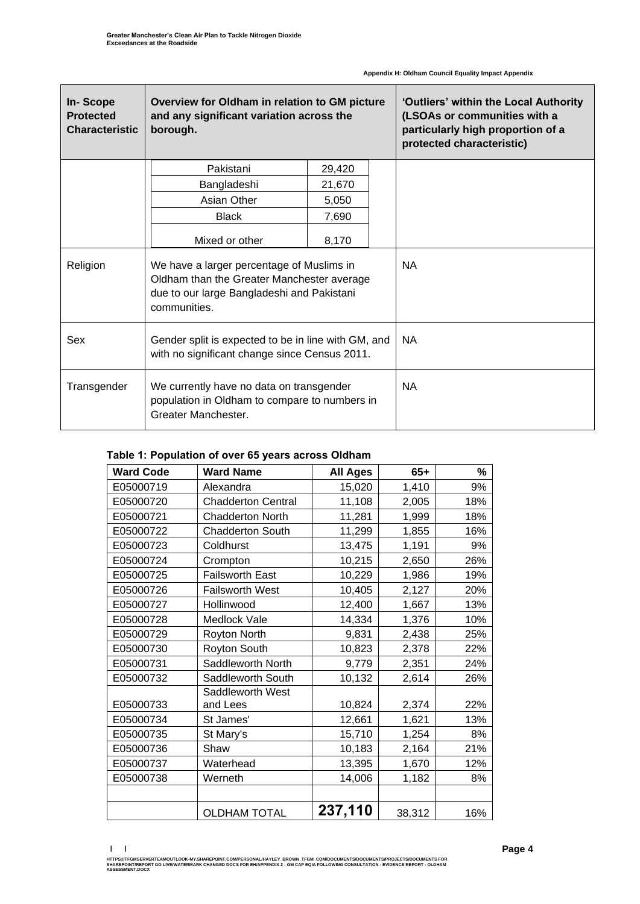| In- Scope Protected Characteristic | Overview for Oldham in relation to GM picture and any significant variation across the borough. | 'Outliers' within the Local Authority (LSOAs or communities with a particularly high proportion of a protected characteristic) |
|---|---|---|
| | Pakistani: 29,420<br>Bangladeshi: 21,670<br>Asian Other: 5,050<br>Black: 7,690<br>Mixed or other: 8,170 | |
| Religion | We have a larger percentage of Muslims in Oldham than the Greater Manchester average due to our large Bangladeshi and Pakistani communities. | NA |
| Sex | Gender split is expected to be in line with GM, and with no significant change since Census 2011. | NA |
| Transgender | We currently have no data on transgender population in Oldham to compare to numbers in Greater Manchester. | NA |

**Table 1: Population of over 65 years across Oldham**

| Ward Code | Ward Name | All Ages | 65+ | % |
|---|---|---|---|---|
| E05000719 | Alexandra | 15,020 | 1,410 | 9% |
| E05000720 | Chadderton Central | 11,108 | 2,005 | 18% |
| E05000721 | Chadderton North | 11,281 | 1,999 | 18% |
| E05000722 | Chadderton South | 11,299 | 1,855 | 16% |
| E05000723 | Coldhurst | 13,475 | 1,191 | 9% |
| E05000724 | Crompton | 10,215 | 2,650 | 26% |
| E05000725 | Failsworth East | 10,229 | 1,986 | 19% |
| E05000726 | Failsworth West | 10,405 | 2,127 | 20% |
| E05000727 | Hollinwood | 12,400 | 1,667 | 13% |
| E05000728 | Medlock Vale | 14,334 | 1,376 | 10% |
| E05000729 | Royton North | 9,831 | 2,438 | 25% |
| E05000730 | Royton South | 10,823 | 2,378 | 22% |
| E05000731 | Saddleworth North | 9,779 | 2,351 | 24% |
| E05000732 | Saddleworth South | 10,132 | 2,614 | 26% |
| E05000733 | Saddleworth West and Lees | 10,824 | 2,374 | 22% |
| E05000734 | St James' | 12,661 | 1,621 | 13% |
| E05000735 | St Mary's | 15,710 | 1,254 | 8% |
| E05000736 | Shaw | 10,183 | 2,164 | 21% |
| E05000737 | Waterhead | 13,395 | 1,670 | 12% |
| E05000738 | Werneth | 14,006 | 1,182 | 8% |
| | | | | |
| | OLDHAM TOTAL | **237,110** | 38,312 | 16% |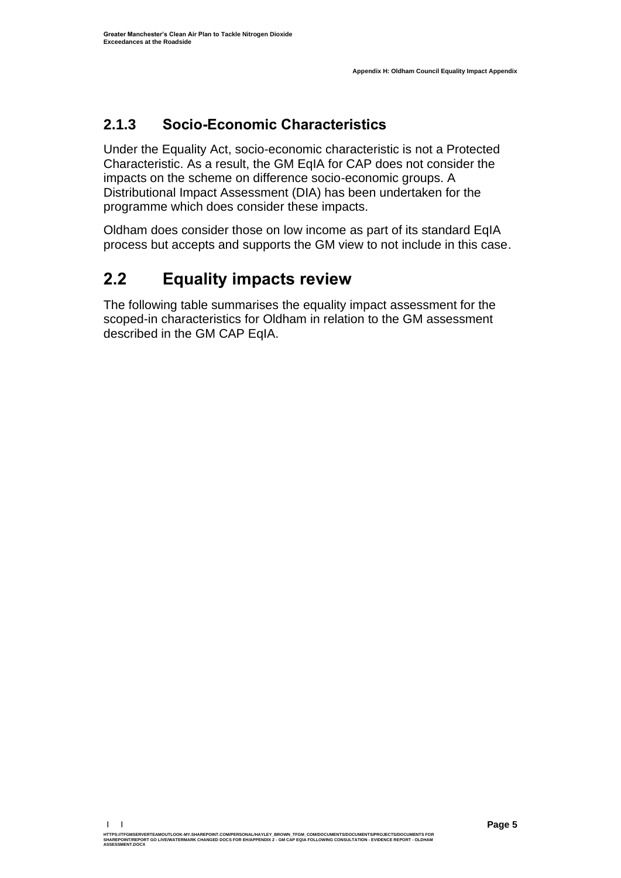### 2.1.3 Socio-Economic Characteristics

Under the Equality Act, socio-economic characteristic is not a Protected Characteristic. As a result, the GM EqIA for CAP does not consider the impacts on the scheme on difference socio-economic groups. A Distributional Impact Assessment (DIA) has been undertaken for the programme which does consider these impacts.

Oldham does consider those on low income as part of its standard EqIA process but accepts and supports the GM view to not include in this case.

## 2.2 Equality impacts review

The following table summarises the equality impact assessment for the scoped-in characteristics for Oldham in relation to the GM assessment described in the GM CAP EqIA.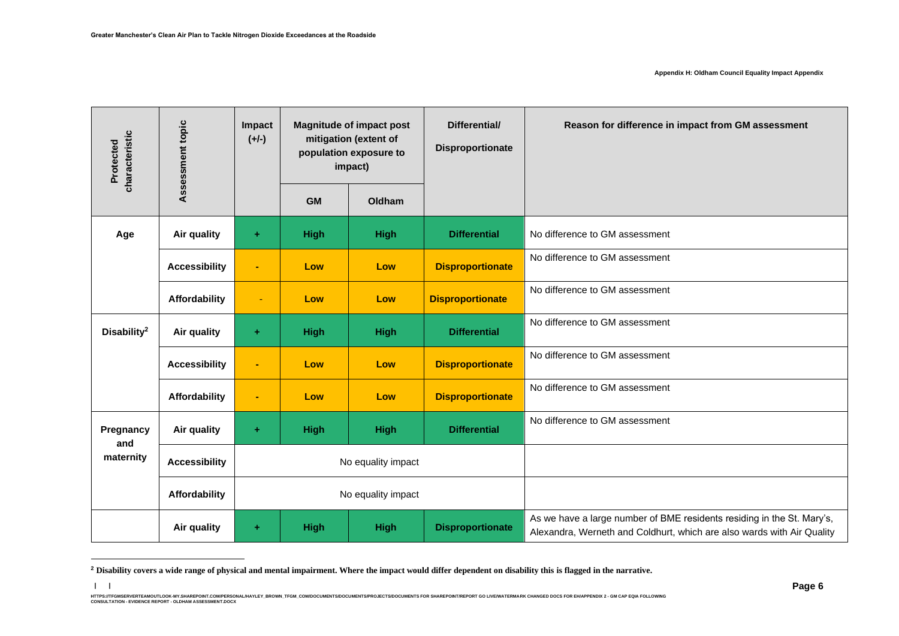| Protected characteristic | Assessment topic | Impact (+/-) | Magnitude of impact post mitigation (extent of population exposure to impact) | | Differential/ Disproportionate | Reason for difference in impact from GM assessment |
|---|---|---|---|---|---|---|
| | | | GM | Oldham | | |
| **Age** | **Air quality** | + | **High** | **High** | **Differential** | No difference to GM assessment |
| | **Accessibility** | - | **Low** | **Low** | **Disproportionate** | No difference to GM assessment |
| | **Affordability** | - | **Low** | **Low** | **Disproportionate** | No difference to GM assessment |
| **Disability[2]** | **Air quality** | + | **High** | **High** | **Differential** | No difference to GM assessment |
| | **Accessibility** | - | **Low** | **Low** | **Disproportionate** | No difference to GM assessment |
| | **Affordability** | - | **Low** | **Low** | **Disproportionate** | No difference to GM assessment |
| **Pregnancy and maternity** | **Air quality** | + | **High** | **High** | **Differential** | No difference to GM assessment |
| | **Accessibility** | No equality impact | | | | |
| | **Affordability** | No equality impact | | | | |
| | **Air quality** | + | **High** | **High** | **Disproportionate** | As we have a large number of BME residents residing in the St. Mary's, Alexandra, Werneth and Coldhurt, which are also wards with Air Quality |

[2] **Disability covers a wide range of physical and mental impairment. Where the impact would differ dependent on disability this is flagged in the narrative.**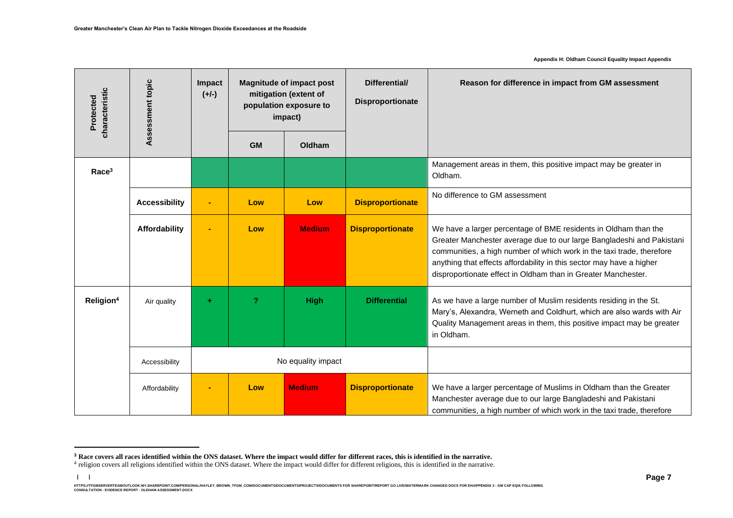**Appendix H: Oldham Council Equality Impact Appendix**

| Protected characteristic | Assessment topic | Impact (+/-) | Magnitude of impact post mitigation (extent of population exposure to impact) | | Differential/ Disproportionate | Reason for difference in impact from GM assessment |
|---|---|---|---|---|---|---|
| | | | GM | Oldham | | |
| **Race**[3] | | | | | | Management areas in them, this positive impact may be greater in Oldham. |
| | **Accessibility** | - | **Low** | **Low** | **Disproportionate** | No difference to GM assessment |
| | **Affordability** | - | **Low** | **Medium** | **Disproportionate** | We have a larger percentage of BME residents in Oldham than the Greater Manchester average due to our large Bangladeshi and Pakistani communities, a high number of which work in the taxi trade, therefore anything that effects affordability in this sector may have a higher disproportionate effect in Oldham than in Greater Manchester. |
| **Religion**[4] | Air quality | + | **?** | **High** | **Differential** | As we have a large number of Muslim residents residing in the St. Mary's, Alexandra, Werneth and Coldhurt, which are also wards with Air Quality Management areas in them, this positive impact may be greater in Oldham. |
| | Accessibility | No equality impact | | | | |
| | Affordability | - | **Low** | **Medium** | **Disproportionate** | We have a larger percentage of Muslims in Oldham than the Greater Manchester average due to our large Bangladeshi and Pakistani communities, a high number of which work in the taxi trade, therefore |

[3] **Race covers all races identified within the ONS dataset. Where the impact would differ for different races, this is identified in the narrative.**

[4] religion covers all religions identified within the ONS dataset. Where the impact would differ for different religions, this is identified in the narrative.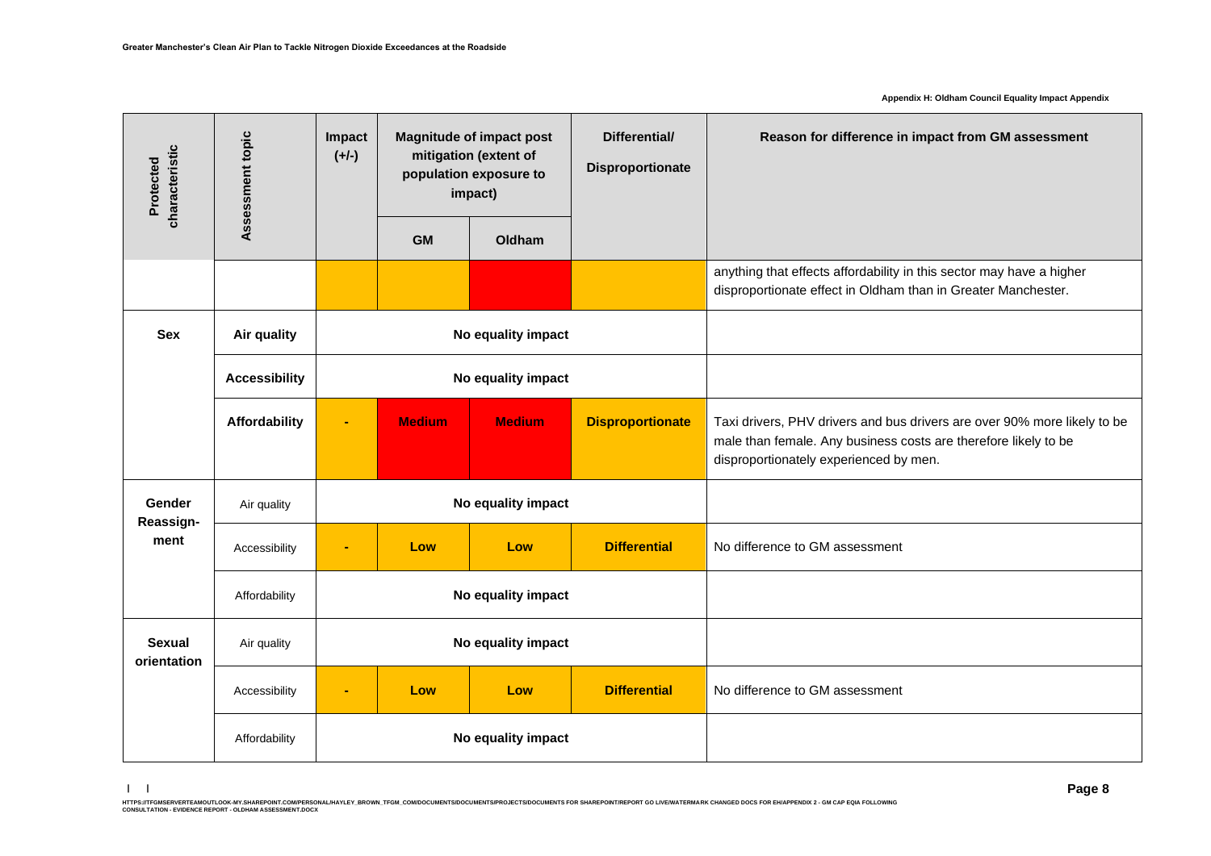| Protected characteristic | Assessment topic | Impact (+/-) | Magnitude of impact post mitigation (extent of population exposure to impact) | | Differential/ Disproportionate | Reason for difference in impact from GM assessment |
|---|---|---|---|---|---|---|
| | | | GM | Oldham | | |
| | | | | | | anything that effects affordability in this sector may have a higher disproportionate effect in Oldham than in Greater Manchester. |
| **Sex** | **Air quality** | No equality impact | | | | |
| | **Accessibility** | No equality impact | | | | |
| | **Affordability** | - | Medium | Medium | Disproportionate | Taxi drivers, PHV drivers and bus drivers are over 90% more likely to be male than female. Any business costs are therefore likely to be disproportionately experienced by men. |
| **Gender Reassign-ment** | Air quality | No equality impact | | | | |
| | Accessibility | - | Low | Low | Differential | No difference to GM assessment |
| | Affordability | No equality impact | | | | |
| **Sexual orientation** | Air quality | No equality impact | | | | |
| | Accessibility | - | Low | Low | Differential | No difference to GM assessment |
| | Affordability | No equality impact | | | | |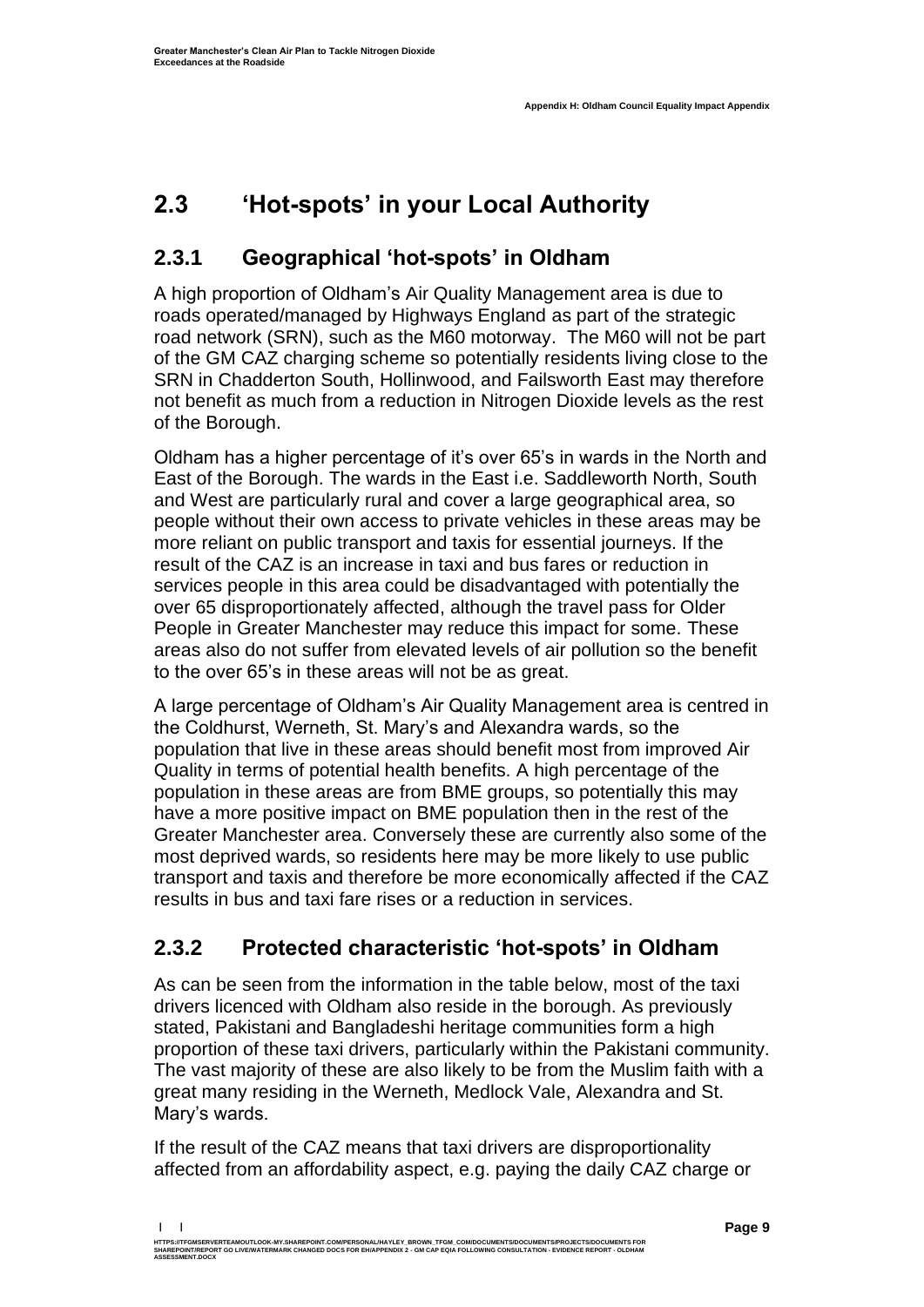## 2.3 'Hot-spots' in your Local Authority

### 2.3.1 Geographical 'hot-spots' in Oldham

A high proportion of Oldham's Air Quality Management area is due to roads operated/managed by Highways England as part of the strategic road network (SRN), such as the M60 motorway. The M60 will not be part of the GM CAZ charging scheme so potentially residents living close to the SRN in Chadderton South, Hollinwood, and Failsworth East may therefore not benefit as much from a reduction in Nitrogen Dioxide levels as the rest of the Borough.

Oldham has a higher percentage of it's over 65's in wards in the North and East of the Borough. The wards in the East i.e. Saddleworth North, South and West are particularly rural and cover a large geographical area, so people without their own access to private vehicles in these areas may be more reliant on public transport and taxis for essential journeys. If the result of the CAZ is an increase in taxi and bus fares or reduction in services people in this area could be disadvantaged with potentially the over 65 disproportionately affected, although the travel pass for Older People in Greater Manchester may reduce this impact for some. These areas also do not suffer from elevated levels of air pollution so the benefit to the over 65's in these areas will not be as great.

A large percentage of Oldham's Air Quality Management area is centred in the Coldhurst, Werneth, St. Mary's and Alexandra wards, so the population that live in these areas should benefit most from improved Air Quality in terms of potential health benefits. A high percentage of the population in these areas are from BME groups, so potentially this may have a more positive impact on BME population then in the rest of the Greater Manchester area. Conversely these are currently also some of the most deprived wards, so residents here may be more likely to use public transport and taxis and therefore be more economically affected if the CAZ results in bus and taxi fare rises or a reduction in services.

### 2.3.2 Protected characteristic 'hot-spots' in Oldham

As can be seen from the information in the table below, most of the taxi drivers licenced with Oldham also reside in the borough. As previously stated, Pakistani and Bangladeshi heritage communities form a high proportion of these taxi drivers, particularly within the Pakistani community. The vast majority of these are also likely to be from the Muslim faith with a great many residing in the Werneth, Medlock Vale, Alexandra and St. Mary's wards.

If the result of the CAZ means that taxi drivers are disproportionality affected from an affordability aspect, e.g. paying the daily CAZ charge or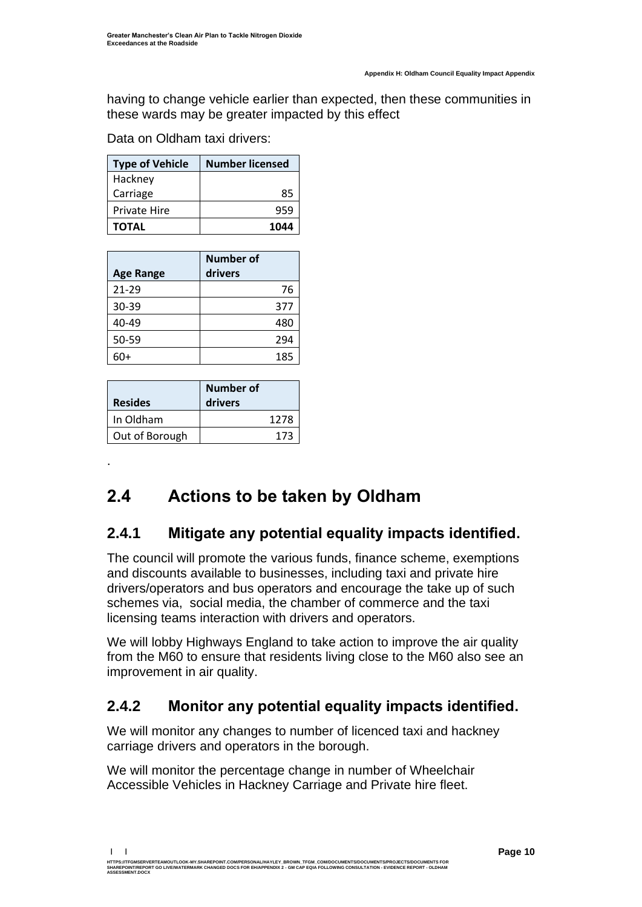having to change vehicle earlier than expected, then these communities in these wards may be greater impacted by this effect

Data on Oldham taxi drivers:

| Type of Vehicle | Number licensed |
|---|---|
| Hackney Carriage | 85 |
| Private Hire | 959 |
| **TOTAL** | **1044** |

| Age Range | Number of drivers |
|---|---|
| 21-29 | 76 |
| 30-39 | 377 |
| 40-49 | 480 |
| 50-59 | 294 |
| 60+ | 185 |

| Resides | Number of drivers |
|---|---|
| In Oldham | 1278 |
| Out of Borough | 173 |

.

## 2.4 Actions to be taken by Oldham

### 2.4.1 Mitigate any potential equality impacts identified.

The council will promote the various funds, finance scheme, exemptions and discounts available to businesses, including taxi and private hire drivers/operators and bus operators and encourage the take up of such schemes via, social media, the chamber of commerce and the taxi licensing teams interaction with drivers and operators.

We will lobby Highways England to take action to improve the air quality from the M60 to ensure that residents living close to the M60 also see an improvement in air quality.

### 2.4.2 Monitor any potential equality impacts identified.

We will monitor any changes to number of licenced taxi and hackney carriage drivers and operators in the borough.

We will monitor the percentage change in number of Wheelchair Accessible Vehicles in Hackney Carriage and Private hire fleet.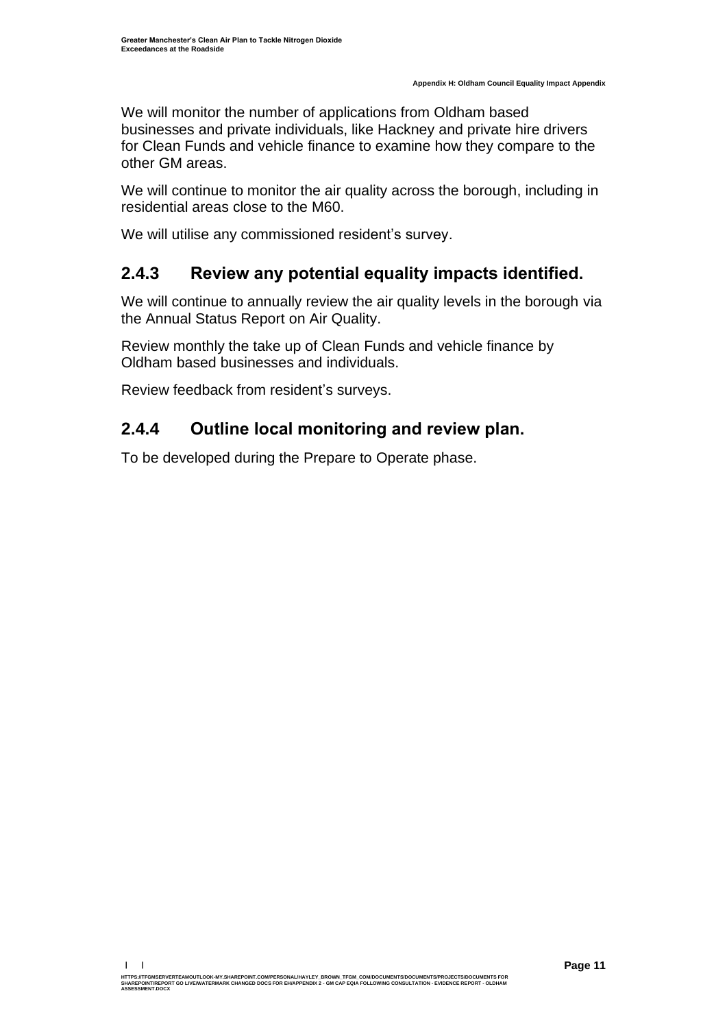We will monitor the number of applications from Oldham based businesses and private individuals, like Hackney and private hire drivers for Clean Funds and vehicle finance to examine how they compare to the other GM areas.

We will continue to monitor the air quality across the borough, including in residential areas close to the M60.

We will utilise any commissioned resident's survey.

### 2.4.3 Review any potential equality impacts identified.

We will continue to annually review the air quality levels in the borough via the Annual Status Report on Air Quality.

Review monthly the take up of Clean Funds and vehicle finance by Oldham based businesses and individuals.

Review feedback from resident's surveys.

### 2.4.4 Outline local monitoring and review plan.

To be developed during the Prepare to Operate phase.